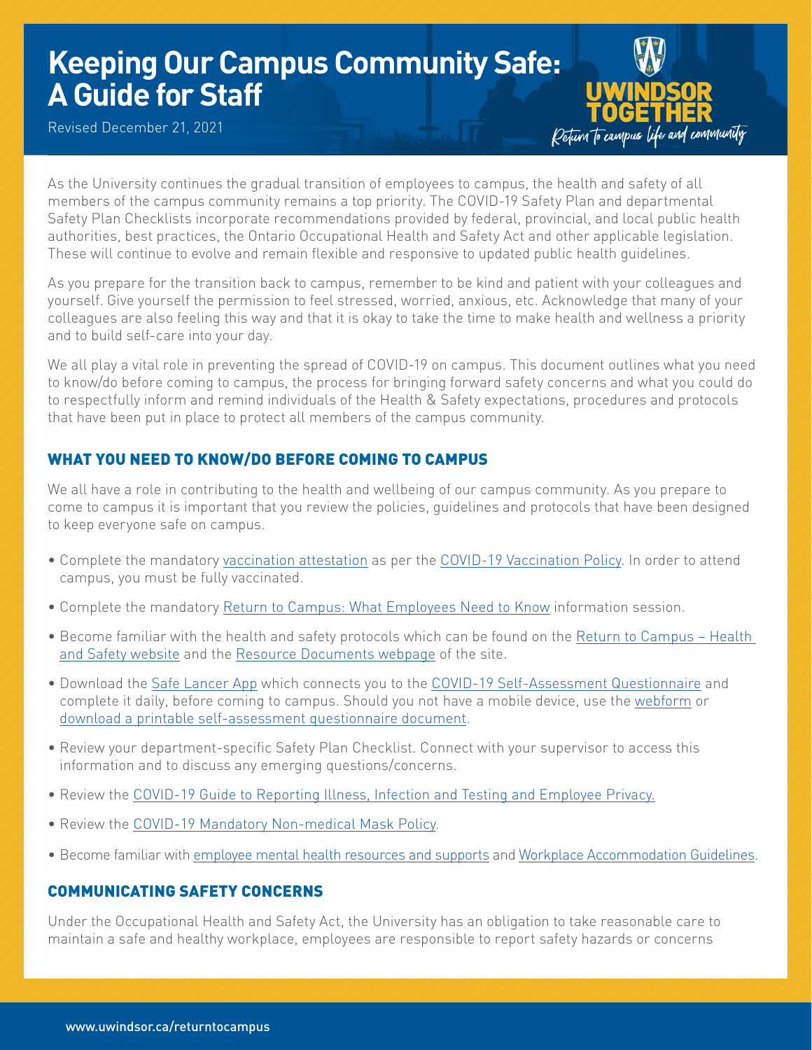# Keeping Our Campus Community Safe: A Guide for Staff

Revised December 21, 2021

UWINDSOR TOGETHER
Return to campus life and community

As the University continues the gradual transition of employees to campus, the health and safety of all members of the campus community remains a top priority. The COVID-19 Safety Plan and departmental Safety Plan Checklists incorporate recommendations provided by federal, provincial, and local public health authorities, best practices, the Ontario Occupational Health and Safety Act and other applicable legislation. These will continue to evolve and remain flexible and responsive to updated public health guidelines.

As you prepare for the transition back to campus, remember to be kind and patient with your colleagues and yourself. Give yourself the permission to feel stressed, worried, anxious, etc. Acknowledge that many of your colleagues are also feeling this way and that it is okay to take the time to make health and wellness a priority and to build self-care into your day.

We all play a vital role in preventing the spread of COVID-19 on campus. This document outlines what you need to know/do before coming to campus, the process for bringing forward safety concerns and what you could do to respectfully inform and remind individuals of the Health & Safety expectations, procedures and protocols that have been put in place to protect all members of the campus community.

## WHAT YOU NEED TO KNOW/DO BEFORE COMING TO CAMPUS

We all have a role in contributing to the health and wellbeing of our campus community. As you prepare to come to campus it is important that you review the policies, guidelines and protocols that have been designed to keep everyone safe on campus.

- Complete the mandatory vaccination attestation as per the COVID-19 Vaccination Policy. In order to attend campus, you must be fully vaccinated.
- Complete the mandatory Return to Campus: What Employees Need to Know information session.
- Become familiar with the health and safety protocols which can be found on the Return to Campus – Health and Safety website and the Resource Documents webpage of the site.
- Download the Safe Lancer App which connects you to the COVID-19 Self-Assessment Questionnaire and complete it daily, before coming to campus. Should you not have a mobile device, use the webform or download a printable self-assessment questionnaire document.
- Review your department-specific Safety Plan Checklist. Connect with your supervisor to access this information and to discuss any emerging questions/concerns.
- Review the COVID-19 Guide to Reporting Illness, Infection and Testing and Employee Privacy.
- Review the COVID-19 Mandatory Non-medical Mask Policy.
- Become familiar with employee mental health resources and supports and Workplace Accommodation Guidelines.

## COMMUNICATING SAFETY CONCERNS

Under the Occupational Health and Safety Act, the University has an obligation to take reasonable care to maintain a safe and healthy workplace, employees are responsible to report safety hazards or concerns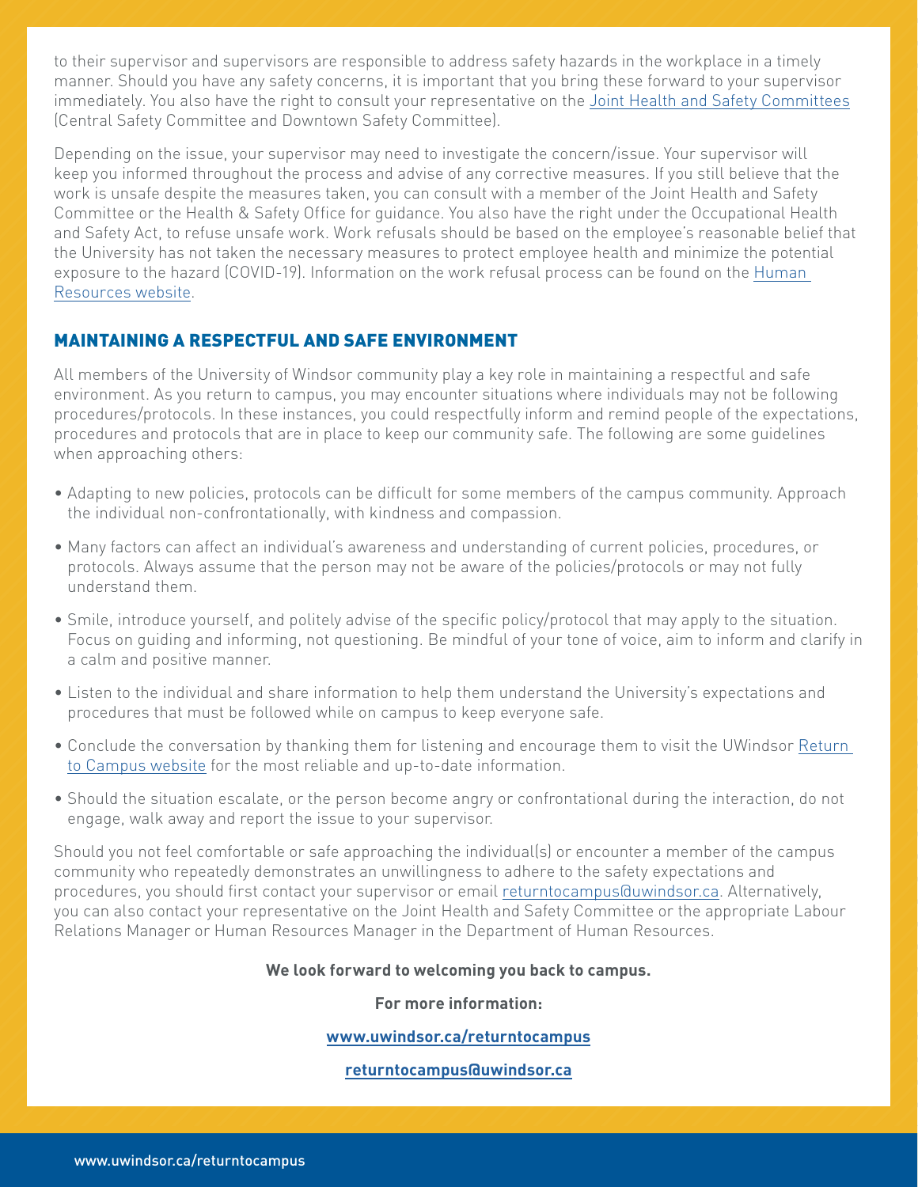to their supervisor and supervisors are responsible to address safety hazards in the workplace in a timely manner. Should you have any safety concerns, it is important that you bring these forward to your supervisor immediately. You also have the right to consult your representative on the Joint Health and Safety Committees (Central Safety Committee and Downtown Safety Committee).

Depending on the issue, your supervisor may need to investigate the concern/issue. Your supervisor will keep you informed throughout the process and advise of any corrective measures. If you still believe that the work is unsafe despite the measures taken, you can consult with a member of the Joint Health and Safety Committee or the Health & Safety Office for guidance. You also have the right under the Occupational Health and Safety Act, to refuse unsafe work. Work refusals should be based on the employee's reasonable belief that the University has not taken the necessary measures to protect employee health and minimize the potential exposure to the hazard (COVID-19). Information on the work refusal process can be found on the Human Resources website.

## MAINTAINING A RESPECTFUL AND SAFE ENVIRONMENT

All members of the University of Windsor community play a key role in maintaining a respectful and safe environment. As you return to campus, you may encounter situations where individuals may not be following procedures/protocols. In these instances, you could respectfully inform and remind people of the expectations, procedures and protocols that are in place to keep our community safe. The following are some guidelines when approaching others:

- Adapting to new policies, protocols can be difficult for some members of the campus community. Approach the individual non-confrontationally, with kindness and compassion.
- Many factors can affect an individual's awareness and understanding of current policies, procedures, or protocols. Always assume that the person may not be aware of the policies/protocols or may not fully understand them.
- Smile, introduce yourself, and politely advise of the specific policy/protocol that may apply to the situation. Focus on guiding and informing, not questioning. Be mindful of your tone of voice, aim to inform and clarify in a calm and positive manner.
- Listen to the individual and share information to help them understand the University's expectations and procedures that must be followed while on campus to keep everyone safe.
- Conclude the conversation by thanking them for listening and encourage them to visit the UWindsor Return to Campus website for the most reliable and up-to-date information.
- Should the situation escalate, or the person become angry or confrontational during the interaction, do not engage, walk away and report the issue to your supervisor.

Should you not feel comfortable or safe approaching the individual(s) or encounter a member of the campus community who repeatedly demonstrates an unwillingness to adhere to the safety expectations and procedures, you should first contact your supervisor or email returntocampus@uwindsor.ca. Alternatively, you can also contact your representative on the Joint Health and Safety Committee or the appropriate Labour Relations Manager or Human Resources Manager in the Department of Human Resources.

**We look forward to welcoming you back to campus.**

**For more information:**

**www.uwindsor.ca/returntocampus**

**returntocampus@uwindsor.ca**